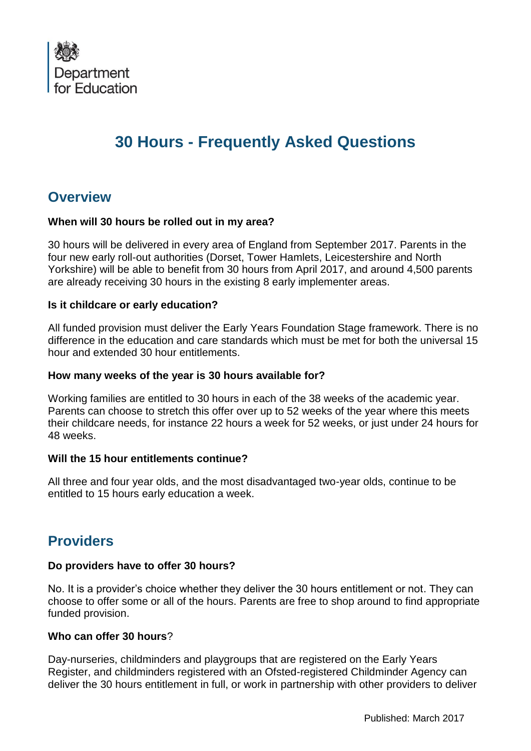Department for Education

# 30 Hours - Frequently Asked Questions

## Overview

**When will 30 hours be rolled out in my area?**

30 hours will be delivered in every area of England from September 2017. Parents in the four new early roll-out authorities (Dorset, Tower Hamlets, Leicestershire and North Yorkshire) will be able to benefit from 30 hours from April 2017, and around 4,500 parents are already receiving 30 hours in the existing 8 early implementer areas.

**Is it childcare or early education?**

All funded provision must deliver the Early Years Foundation Stage framework. There is no difference in the education and care standards which must be met for both the universal 15 hour and extended 30 hour entitlements.

**How many weeks of the year is 30 hours available for?**

Working families are entitled to 30 hours in each of the 38 weeks of the academic year. Parents can choose to stretch this offer over up to 52 weeks of the year where this meets their childcare needs, for instance 22 hours a week for 52 weeks, or just under 24 hours for 48 weeks.

**Will the 15 hour entitlements continue?**

All three and four year olds, and the most disadvantaged two-year olds, continue to be entitled to 15 hours early education a week.

## Providers

**Do providers have to offer 30 hours?**

No. It is a provider's choice whether they deliver the 30 hours entitlement or not. They can choose to offer some or all of the hours. Parents are free to shop around to find appropriate funded provision.

**Who can offer 30 hours**?

Day-nurseries, childminders and playgroups that are registered on the Early Years Register, and childminders registered with an Ofsted-registered Childminder Agency can deliver the 30 hours entitlement in full, or work in partnership with other providers to deliver

Published: March 2017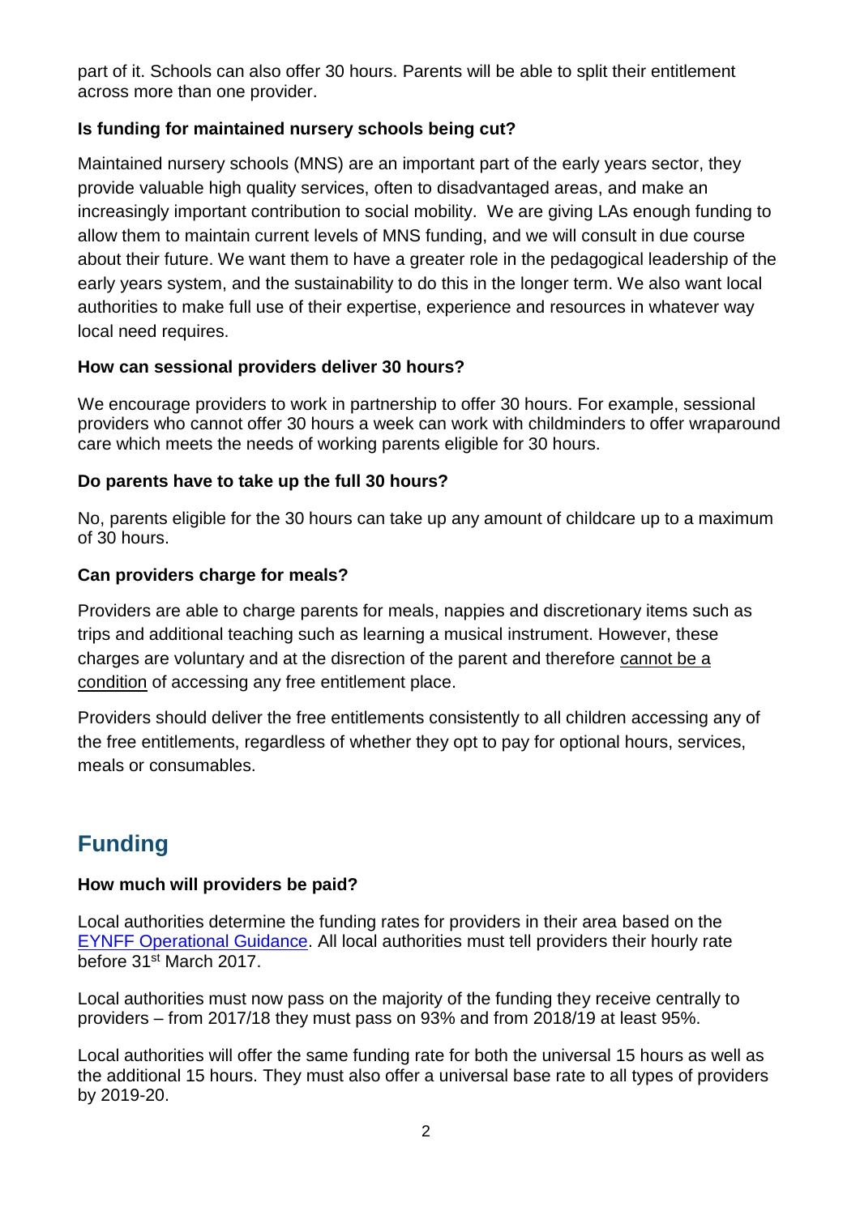part of it. Schools can also offer 30 hours. Parents will be able to split their entitlement across more than one provider.

**Is funding for maintained nursery schools being cut?**

Maintained nursery schools (MNS) are an important part of the early years sector, they provide valuable high quality services, often to disadvantaged areas, and make an increasingly important contribution to social mobility. We are giving LAs enough funding to allow them to maintain current levels of MNS funding, and we will consult in due course about their future. We want them to have a greater role in the pedagogical leadership of the early years system, and the sustainability to do this in the longer term. We also want local authorities to make full use of their expertise, experience and resources in whatever way local need requires.

**How can sessional providers deliver 30 hours?**

We encourage providers to work in partnership to offer 30 hours. For example, sessional providers who cannot offer 30 hours a week can work with childminders to offer wraparound care which meets the needs of working parents eligible for 30 hours.

**Do parents have to take up the full 30 hours?**

No, parents eligible for the 30 hours can take up any amount of childcare up to a maximum of 30 hours.

**Can providers charge for meals?**

Providers are able to charge parents for meals, nappies and discretionary items such as trips and additional teaching such as learning a musical instrument. However, these charges are voluntary and at the disrection of the parent and therefore cannot be a condition of accessing any free entitlement place.

Providers should deliver the free entitlements consistently to all children accessing any of the free entitlements, regardless of whether they opt to pay for optional hours, services, meals or consumables.

## Funding

**How much will providers be paid?**

Local authorities determine the funding rates for providers in their area based on the [EYNFF Operational Guidance](). All local authorities must tell providers their hourly rate before 31st March 2017.

Local authorities must now pass on the majority of the funding they receive centrally to providers – from 2017/18 they must pass on 93% and from 2018/19 at least 95%.

Local authorities will offer the same funding rate for both the universal 15 hours as well as the additional 15 hours. They must also offer a universal base rate to all types of providers by 2019-20.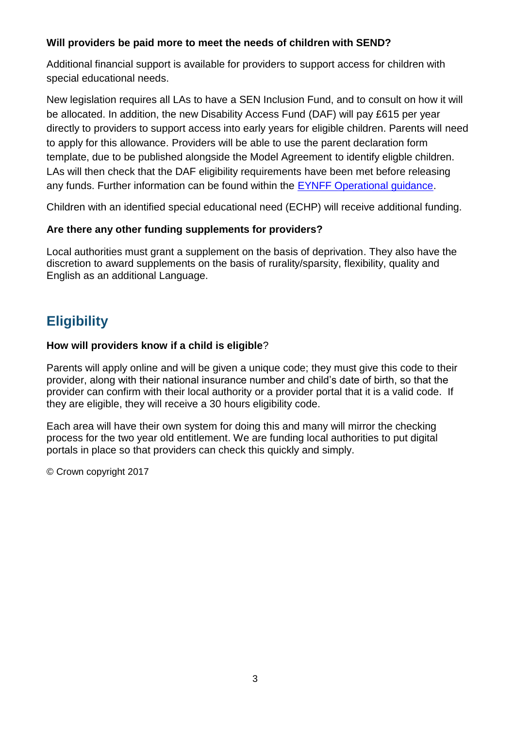**Will providers be paid more to meet the needs of children with SEND?**

Additional financial support is available for providers to support access for children with special educational needs.

New legislation requires all LAs to have a SEN Inclusion Fund, and to consult on how it will be allocated. In addition, the new Disability Access Fund (DAF) will pay £615 per year directly to providers to support access into early years for eligible children. Parents will need to apply for this allowance. Providers will be able to use the parent declaration form template, due to be published alongside the Model Agreement to identify elgible children. LAs will then check that the DAF eligibility requirements have been met before releasing any funds. Further information can be found within the [EYNFF Operational guidance](EYNFF Operational guidance).

Children with an identified special educational need (ECHP) will receive additional funding.

**Are there any other funding supplements for providers?**

Local authorities must grant a supplement on the basis of deprivation. They also have the discretion to award supplements on the basis of rurality/sparsity, flexibility, quality and English as an additional Language.

## Eligibility

**How will providers know if a child is eligible**?

Parents will apply online and will be given a unique code; they must give this code to their provider, along with their national insurance number and child's date of birth, so that the provider can confirm with their local authority or a provider portal that it is a valid code. If they are eligible, they will receive a 30 hours eligibility code.

Each area will have their own system for doing this and many will mirror the checking process for the two year old entitlement. We are funding local authorities to put digital portals in place so that providers can check this quickly and simply.

© Crown copyright 2017